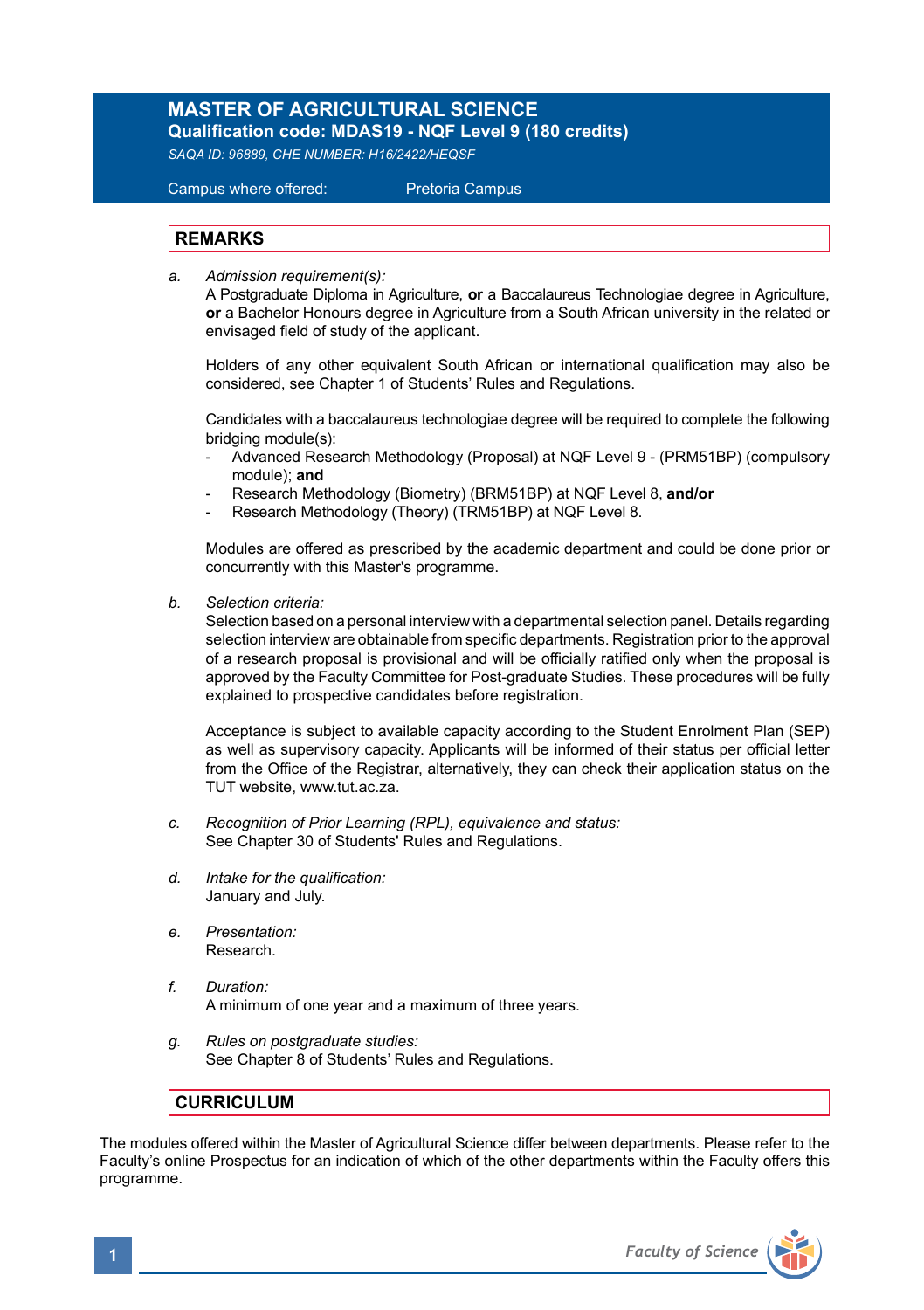# MASTER OF AGRICULTURAL SCIENCE

**Qualification code: MDAS19 - NQF Level 9 (180 credits)**

*SAQA ID: 96889, CHE NUMBER: H16/2422/HEQSF*

Campus where offered: Pretoria Campus

## REMARKS

a. *Admission requirement(s):*
A Postgraduate Diploma in Agriculture, **or** a Baccalaureus Technologiae degree in Agriculture, **or** a Bachelor Honours degree in Agriculture from a South African university in the related or envisaged field of study of the applicant.

Holders of any other equivalent South African or international qualification may also be considered, see Chapter 1 of Students' Rules and Regulations.

Candidates with a baccalaureus technologiae degree will be required to complete the following bridging module(s):
- Advanced Research Methodology (Proposal) at NQF Level 9 - (PRM51BP) (compulsory module); **and**
- Research Methodology (Biometry) (BRM51BP) at NQF Level 8, **and/or**
- Research Methodology (Theory) (TRM51BP) at NQF Level 8.

Modules are offered as prescribed by the academic department and could be done prior or concurrently with this Master's programme.

b. *Selection criteria:*
Selection based on a personal interview with a departmental selection panel. Details regarding selection interview are obtainable from specific departments. Registration prior to the approval of a research proposal is provisional and will be officially ratified only when the proposal is approved by the Faculty Committee for Post-graduate Studies. These procedures will be fully explained to prospective candidates before registration.

Acceptance is subject to available capacity according to the Student Enrolment Plan (SEP) as well as supervisory capacity. Applicants will be informed of their status per official letter from the Office of the Registrar, alternatively, they can check their application status on the TUT website, www.tut.ac.za.

c. *Recognition of Prior Learning (RPL), equivalence and status:*
See Chapter 30 of Students' Rules and Regulations.

d. *Intake for the qualification:*
January and July.

e. *Presentation:*
Research.

f. *Duration:*
A minimum of one year and a maximum of three years.

g. *Rules on postgraduate studies:*
See Chapter 8 of Students' Rules and Regulations.

## CURRICULUM

The modules offered within the Master of Agricultural Science differ between departments. Please refer to the Faculty's online Prospectus for an indication of which of the other departments within the Faculty offers this programme.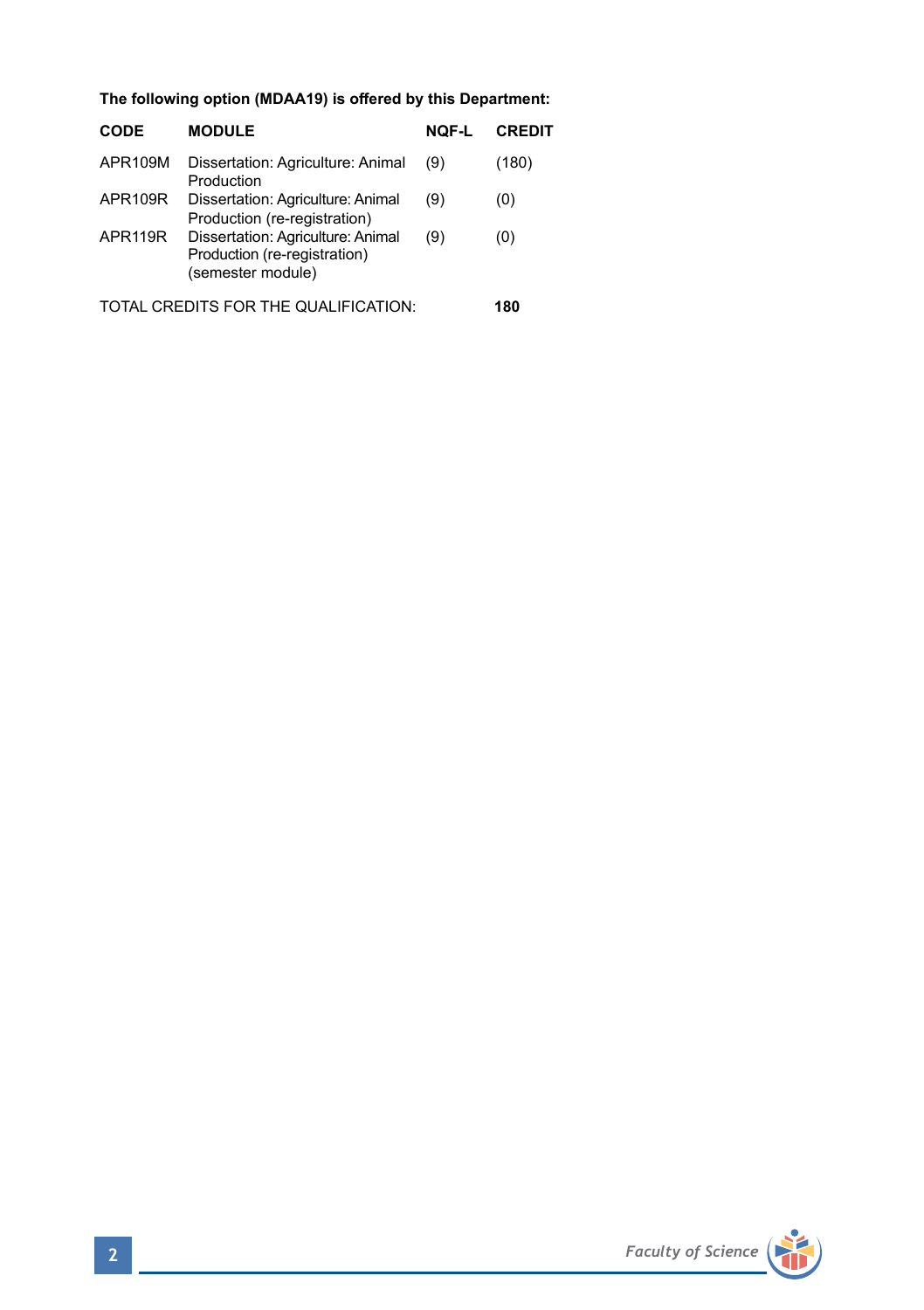**The following option (MDAA19) is offered by this Department:**

| CODE | MODULE | NQF-L | CREDIT |
| --- | --- | --- | --- |
| APR109M | Dissertation: Agriculture: Animal Production | (9) | (180) |
| APR109R | Dissertation: Agriculture: Animal Production (re-registration) | (9) | (0) |
| APR119R | Dissertation: Agriculture: Animal Production (re-registration) (semester module) | (9) | (0) |
| TOTAL CREDITS FOR THE QUALIFICATION: | | | **180** |